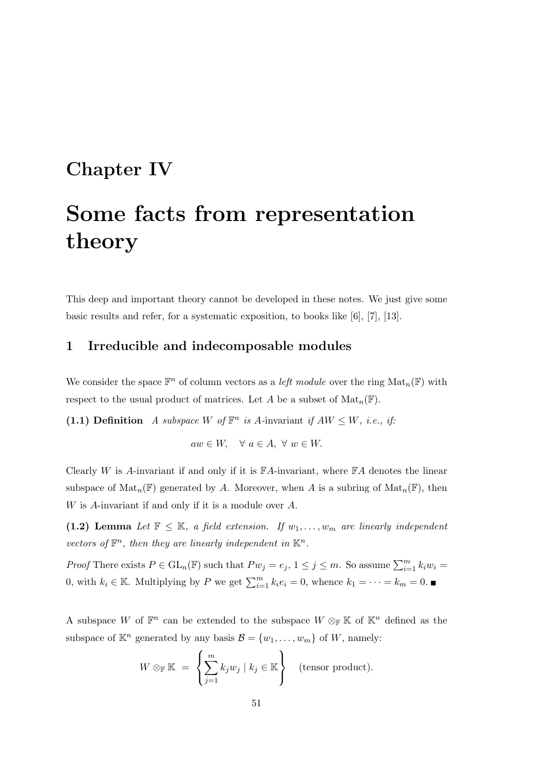# Chapter IV

# Some facts from representation theory

This deep and important theory cannot be developed in these notes. We just give some basic results and refer, for a systematic exposition, to books like [6], [7], [13].

## 1 Irreducible and indecomposable modules

We consider the space $\mathbb{F}^n$ of column vectors as a *left module* over the ring $\mathrm{Mat}_n(\mathbb{F})$ with respect to the usual product of matrices. Let $A$ be a subset of $\mathrm{Mat}_n(\mathbb{F})$.

**(1.1) Definition** *A subspace $W$ of $\mathbb{F}^n$ is $A$-*invariant *if $AW \leq W$, i.e., if:*

$$aw \in W, \quad \forall\ a \in A,\ \forall\ w \in W.$$

Clearly $W$ is $A$-invariant if and only if it is $\mathbb{F}A$-invariant, where $\mathbb{F}A$ denotes the linear subspace of $\mathrm{Mat}_n(\mathbb{F})$ generated by $A$. Moreover, when $A$ is a subring of $\mathrm{Mat}_n(\mathbb{F})$, then $W$ is $A$-invariant if and only if it is a module over $A$.

**(1.2) Lemma** *Let $\mathbb{F} \leq \mathbb{K}$, a field extension. If $w_1, \dots, w_m$ are linearly independent vectors of $\mathbb{F}^n$, then they are linearly independent in $\mathbb{K}^n$.*

*Proof* There exists $P \in \mathrm{GL}_n(\mathbb{F})$ such that $Pw_j = e_j$, $1 \leq j \leq m$. So assume $\sum_{i=1}^m k_i w_i = 0$, with $k_i \in \mathbb{K}$. Multiplying by $P$ we get $\sum_{i=1}^m k_i e_i = 0$, whence $k_1 = \cdots = k_m = 0$. ■

A subspace $W$ of $\mathbb{F}^n$ can be extended to the subspace $W \otimes_{\mathbb{F}} \mathbb{K}$ of $\mathbb{K}^n$ defined as the subspace of $\mathbb{K}^n$ generated by any basis $\mathcal{B} = \{w_1, \dots, w_m\}$ of $W$, namely:

$$W \otimes_{\mathbb{F}} \mathbb{K} \ = \ \left\{ \sum_{j=1}^m k_j w_j \mid k_j \in \mathbb{K} \right\} \quad \text{(tensor product).}$$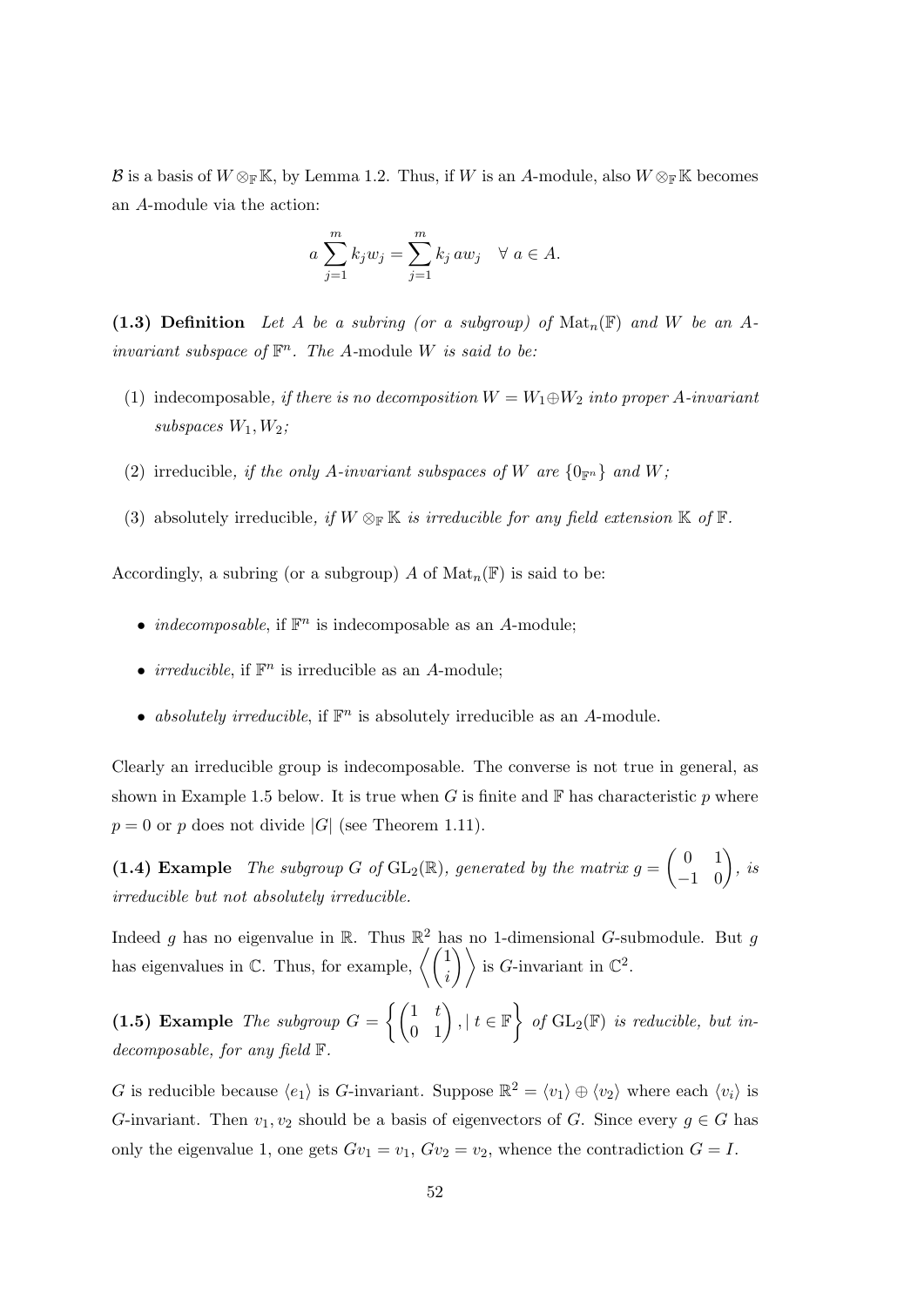$\mathcal{B}$ is a basis of $W \otimes_{\mathbb{F}} \mathbb{K}$, by Lemma 1.2. Thus, if $W$ is an $A$-module, also $W \otimes_{\mathbb{F}} \mathbb{K}$ becomes an $A$-module via the action:

$$a \sum_{j=1}^{m} k_j w_j = \sum_{j=1}^{m} k_j \, a w_j \quad \forall \; a \in A.$$

**(1.3) Definition** *Let $A$ be a subring (or a subgroup) of $\mathrm{Mat}_n(\mathbb{F})$ and $W$ be an $A$-invariant subspace of $\mathbb{F}^n$. The $A$-module $W$ is said to be:*

1. indecomposable, *if there is no decomposition $W = W_1 \oplus W_2$ into proper $A$-invariant subspaces $W_1, W_2$;*
2. irreducible, *if the only $A$-invariant subspaces of $W$ are $\{0_{\mathbb{F}^n}\}$ and $W$;*
3. absolutely irreducible, *if $W \otimes_{\mathbb{F}} \mathbb{K}$ is irreducible for any field extension $\mathbb{K}$ of $\mathbb{F}$.*

Accordingly, a subring (or a subgroup) $A$ of $\mathrm{Mat}_n(\mathbb{F})$ is said to be:

- *indecomposable*, if $\mathbb{F}^n$ is indecomposable as an $A$-module;
- *irreducible*, if $\mathbb{F}^n$ is irreducible as an $A$-module;
- *absolutely irreducible*, if $\mathbb{F}^n$ is absolutely irreducible as an $A$-module.

Clearly an irreducible group is indecomposable. The converse is not true in general, as shown in Example 1.5 below. It is true when $G$ is finite and $\mathbb{F}$ has characteristic $p$ where $p = 0$ or $p$ does not divide $|G|$ (see Theorem 1.11).

**(1.4) Example** *The subgroup $G$ of $\mathrm{GL}_2(\mathbb{R})$, generated by the matrix $g = \begin{pmatrix} 0 & 1 \\ -1 & 0 \end{pmatrix}$, is irreducible but not absolutely irreducible.*

Indeed $g$ has no eigenvalue in $\mathbb{R}$. Thus $\mathbb{R}^2$ has no 1-dimensional $G$-submodule. But $g$ has eigenvalues in $\mathbb{C}$. Thus, for example, $\left\langle \begin{pmatrix} 1 \\ i \end{pmatrix} \right\rangle$ is $G$-invariant in $\mathbb{C}^2$.

**(1.5) Example** *The subgroup $G = \left\{ \begin{pmatrix} 1 & t \\ 0 & 1 \end{pmatrix}, \mid t \in \mathbb{F} \right\}$ of $\mathrm{GL}_2(\mathbb{F})$ is reducible, but indecomposable, for any field $\mathbb{F}$.*

$G$ is reducible because $\langle e_1 \rangle$ is $G$-invariant. Suppose $\mathbb{R}^2 = \langle v_1 \rangle \oplus \langle v_2 \rangle$ where each $\langle v_i \rangle$ is $G$-invariant. Then $v_1, v_2$ should be a basis of eigenvectors of $G$. Since every $g \in G$ has only the eigenvalue 1, one gets $Gv_1 = v_1$, $Gv_2 = v_2$, whence the contradiction $G = I$.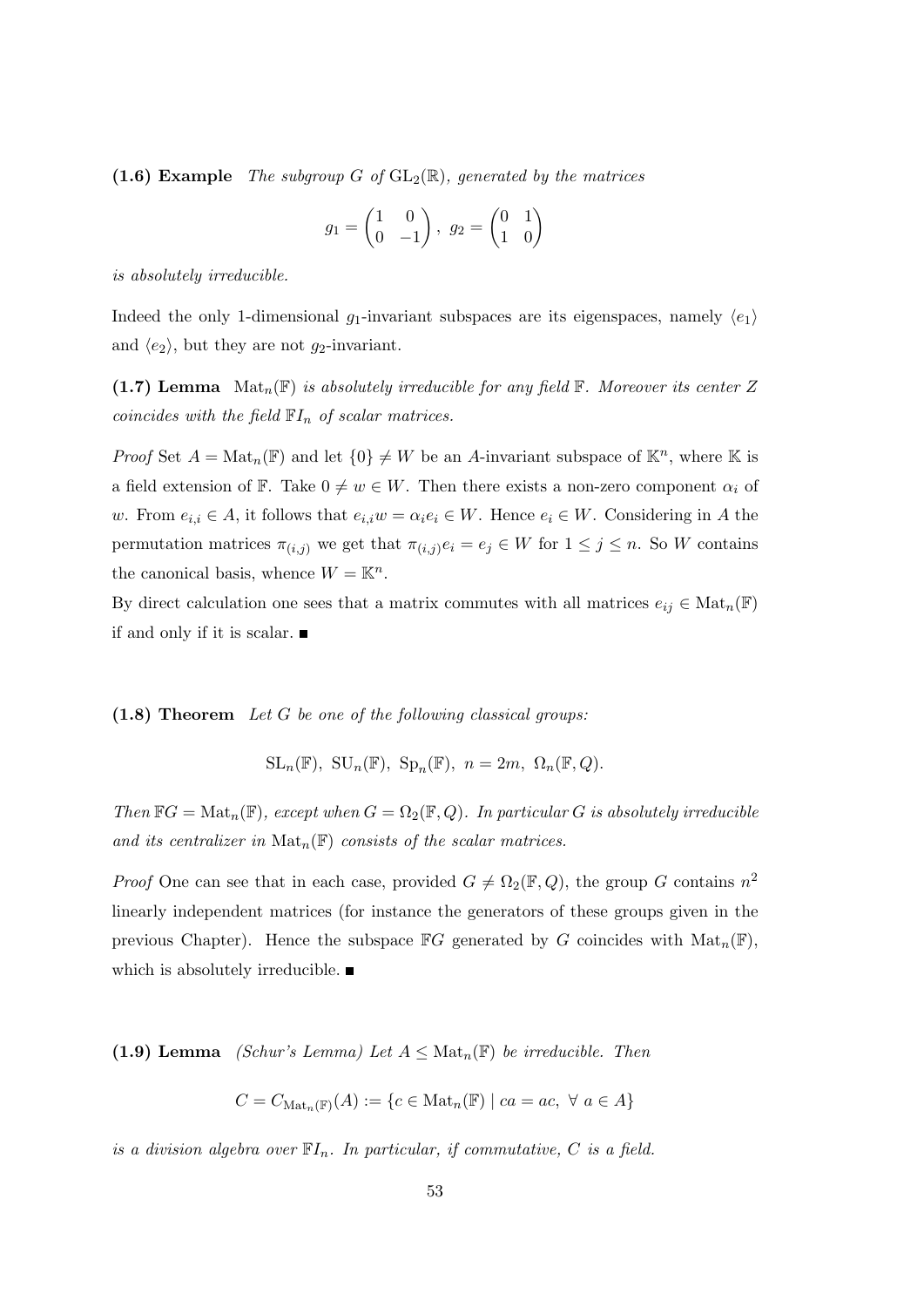**(1.6) Example** *The subgroup $G$ of $\mathrm{GL}_2(\mathbb{R})$, generated by the matrices*

$$g_1 = \begin{pmatrix} 1 & 0 \\ 0 & -1 \end{pmatrix}, \ g_2 = \begin{pmatrix} 0 & 1 \\ 1 & 0 \end{pmatrix}$$

*is absolutely irreducible.*

Indeed the only 1-dimensional $g_1$-invariant subspaces are its eigenspaces, namely $\langle e_1 \rangle$ and $\langle e_2 \rangle$, but they are not $g_2$-invariant.

**(1.7) Lemma** *$\mathrm{Mat}_n(\mathbb{F})$ is absolutely irreducible for any field $\mathbb{F}$. Moreover its center $Z$ coincides with the field $\mathbb{F}I_n$ of scalar matrices.*

*Proof* Set $A = \mathrm{Mat}_n(\mathbb{F})$ and let $\{0\} \neq W$ be an $A$-invariant subspace of $\mathbb{K}^n$, where $\mathbb{K}$ is a field extension of $\mathbb{F}$. Take $0 \neq w \in W$. Then there exists a non-zero component $\alpha_i$ of $w$. From $e_{i,i} \in A$, it follows that $e_{i,i}w = \alpha_i e_i \in W$. Hence $e_i \in W$. Considering in $A$ the permutation matrices $\pi_{(i,j)}$ we get that $\pi_{(i,j)} e_i = e_j \in W$ for $1 \leq j \leq n$. So $W$ contains the canonical basis, whence $W = \mathbb{K}^n$.
By direct calculation one sees that a matrix commutes with all matrices $e_{ij} \in \mathrm{Mat}_n(\mathbb{F})$ if and only if it is scalar. ■

**(1.8) Theorem** *Let $G$ be one of the following classical groups:*

$$\mathrm{SL}_n(\mathbb{F}),\ \mathrm{SU}_n(\mathbb{F}),\ \mathrm{Sp}_n(\mathbb{F}),\ n = 2m,\ \Omega_n(\mathbb{F}, Q).$$

*Then $\mathbb{F}G = \mathrm{Mat}_n(\mathbb{F})$, except when $G = \Omega_2(\mathbb{F}, Q)$. In particular $G$ is absolutely irreducible and its centralizer in $\mathrm{Mat}_n(\mathbb{F})$ consists of the scalar matrices.*

*Proof* One can see that in each case, provided $G \neq \Omega_2(\mathbb{F}, Q)$, the group $G$ contains $n^2$ linearly independent matrices (for instance the generators of these groups given in the previous Chapter). Hence the subspace $\mathbb{F}G$ generated by $G$ coincides with $\mathrm{Mat}_n(\mathbb{F})$, which is absolutely irreducible. ■

**(1.9) Lemma** *(Schur's Lemma) Let $A \leq \mathrm{Mat}_n(\mathbb{F})$ be irreducible. Then*

$$C = C_{\mathrm{Mat}_n(\mathbb{F})}(A) := \{c \in \mathrm{Mat}_n(\mathbb{F}) \mid ca = ac,\ \forall\ a \in A\}$$

*is a division algebra over $\mathbb{F}I_n$. In particular, if commutative, $C$ is a field.*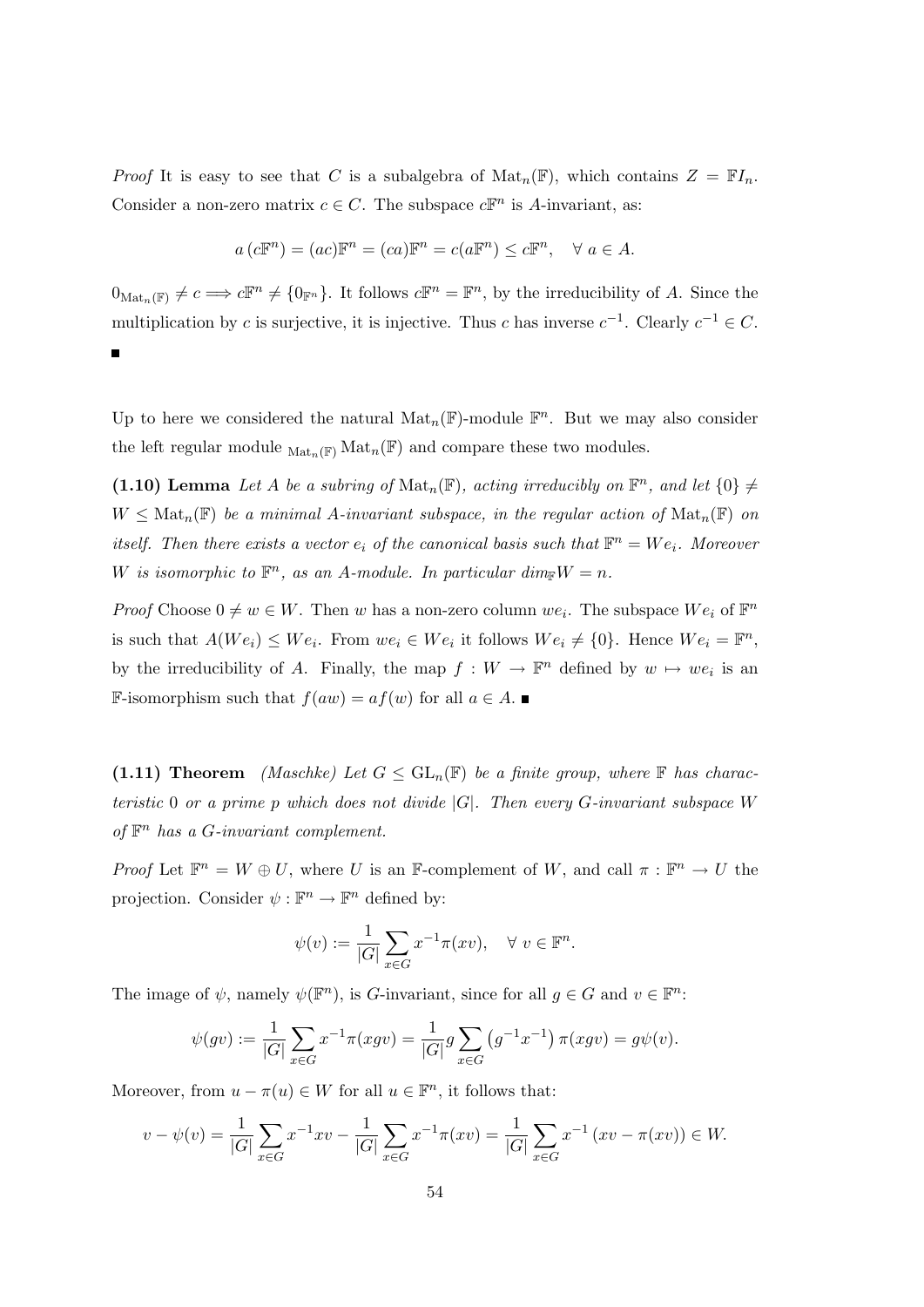*Proof* It is easy to see that $C$ is a subalgebra of $\mathrm{Mat}_n(\mathbb{F})$, which contains $Z = \mathbb{F}I_n$. Consider a non-zero matrix $c \in C$. The subspace $c\mathbb{F}^n$ is $A$-invariant, as:

$$a\,(c\mathbb{F}^n) = (ac)\mathbb{F}^n = (ca)\mathbb{F}^n = c(a\mathbb{F}^n) \leq c\mathbb{F}^n, \quad \forall\ a \in A.$$

$0_{\mathrm{Mat}_n(\mathbb{F})} \neq c \Longrightarrow c\mathbb{F}^n \neq \{0_{\mathbb{F}^n}\}$. It follows $c\mathbb{F}^n = \mathbb{F}^n$, by the irreducibility of $A$. Since the multiplication by $c$ is surjective, it is injective. Thus $c$ has inverse $c^{-1}$. Clearly $c^{-1} \in C$. ■

Up to here we considered the natural $\mathrm{Mat}_n(\mathbb{F})$-module $\mathbb{F}^n$. But we may also consider the left regular module ${}_{\mathrm{Mat}_n(\mathbb{F})}\mathrm{Mat}_n(\mathbb{F})$ and compare these two modules.

**(1.10) Lemma** *Let $A$ be a subring of $\mathrm{Mat}_n(\mathbb{F})$, acting irreducibly on $\mathbb{F}^n$, and let $\{0\} \neq W \leq \mathrm{Mat}_n(\mathbb{F})$ be a minimal $A$-invariant subspace, in the regular action of $\mathrm{Mat}_n(\mathbb{F})$ on itself. Then there exists a vector $e_i$ of the canonical basis such that $\mathbb{F}^n = We_i$. Moreover $W$ is isomorphic to $\mathbb{F}^n$, as an $A$-module. In particular $dim_{\mathbb{F}}W = n$.*

*Proof* Choose $0 \neq w \in W$. Then $w$ has a non-zero column $we_i$. The subspace $We_i$ of $\mathbb{F}^n$ is such that $A(We_i) \leq We_i$. From $we_i \in We_i$ it follows $We_i \neq \{0\}$. Hence $We_i = \mathbb{F}^n$, by the irreducibility of $A$. Finally, the map $f : W \to \mathbb{F}^n$ defined by $w \mapsto we_i$ is an $\mathbb{F}$-isomorphism such that $f(aw) = af(w)$ for all $a \in A$. ■

**(1.11) Theorem** *(Maschke) Let $G \leq \mathrm{GL}_n(\mathbb{F})$ be a finite group, where $\mathbb{F}$ has characteristic $0$ or a prime $p$ which does not divide $|G|$. Then every $G$-invariant subspace $W$ of $\mathbb{F}^n$ has a $G$-invariant complement.*

*Proof* Let $\mathbb{F}^n = W \oplus U$, where $U$ is an $\mathbb{F}$-complement of $W$, and call $\pi : \mathbb{F}^n \to U$ the projection. Consider $\psi : \mathbb{F}^n \to \mathbb{F}^n$ defined by:

$$\psi(v) := \frac{1}{|G|}\sum_{x\in G} x^{-1}\pi(xv), \quad \forall\ v \in \mathbb{F}^n.$$

The image of $\psi$, namely $\psi(\mathbb{F}^n)$, is $G$-invariant, since for all $g \in G$ and $v \in \mathbb{F}^n$:

$$\psi(gv) := \frac{1}{|G|}\sum_{x\in G} x^{-1}\pi(xgv) = \frac{1}{|G|}g\sum_{x\in G}\left(g^{-1}x^{-1}\right)\pi(xgv) = g\psi(v).$$

Moreover, from $u - \pi(u) \in W$ for all $u \in \mathbb{F}^n$, it follows that:

$$v - \psi(v) = \frac{1}{|G|}\sum_{x\in G} x^{-1}xv - \frac{1}{|G|}\sum_{x\in G} x^{-1}\pi(xv) = \frac{1}{|G|}\sum_{x\in G} x^{-1}\left(xv - \pi(xv)\right) \in W.$$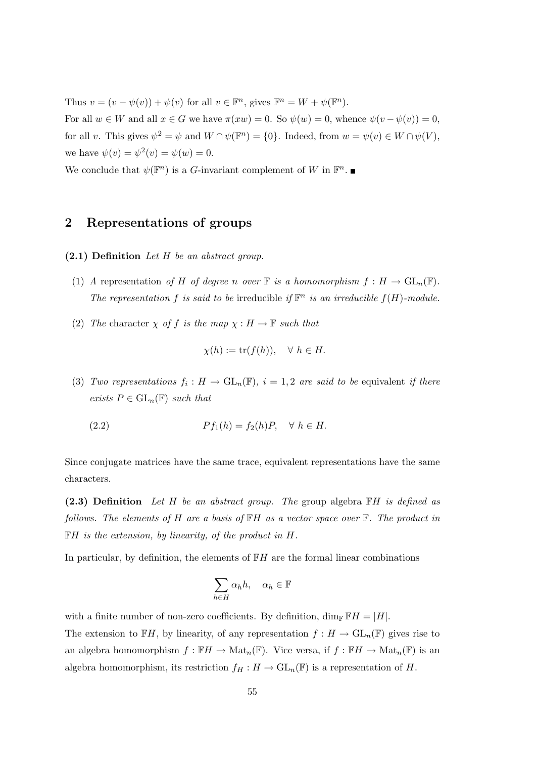Thus $v = (v - \psi(v)) + \psi(v)$ for all $v \in \mathbb{F}^n$, gives $\mathbb{F}^n = W + \psi(\mathbb{F}^n)$.

For all $w \in W$ and all $x \in G$ we have $\pi(xw) = 0$. So $\psi(w) = 0$, whence $\psi(v - \psi(v)) = 0$, for all $v$. This gives $\psi^2 = \psi$ and $W \cap \psi(\mathbb{F}^n) = \{0\}$. Indeed, from $w = \psi(v) \in W \cap \psi(V)$, we have $\psi(v) = \psi^2(v) = \psi(w) = 0$.

We conclude that $\psi(\mathbb{F}^n)$ is a $G$-invariant complement of $W$ in $\mathbb{F}^n$. ■

## 2 Representations of groups

**(2.1) Definition** *Let $H$ be an abstract group.*

(1) *A* representation *of $H$ of degree $n$ over $\mathbb{F}$ is a homomorphism $f : H \to \mathrm{GL}_n(\mathbb{F})$. The representation $f$ is said to be* irreducible *if $\mathbb{F}^n$ is an irreducible $f(H)$-module.*

(2) *The* character *$\chi$ of $f$ is the map $\chi : H \to \mathbb{F}$ such that*

$$\chi(h) := \mathrm{tr}(f(h)), \quad \forall\ h \in H.$$

(3) *Two representations $f_i : H \to \mathrm{GL}_n(\mathbb{F})$, $i = 1, 2$ are said to be* equivalent *if there exists $P \in \mathrm{GL}_n(\mathbb{F})$ such that*

$$Pf_1(h) = f_2(h)P, \quad \forall\ h \in H. \tag{2.2}$$

Since conjugate matrices have the same trace, equivalent representations have the same characters.

**(2.3) Definition** *Let $H$ be an abstract group. The* group algebra *$\mathbb{F}H$ is defined as follows. The elements of $H$ are a basis of $\mathbb{F}H$ as a vector space over $\mathbb{F}$. The product in $\mathbb{F}H$ is the extension, by linearity, of the product in $H$.*

In particular, by definition, the elements of $\mathbb{F}H$ are the formal linear combinations

$$\sum_{h \in H} \alpha_h h, \quad \alpha_h \in \mathbb{F}$$

with a finite number of non-zero coefficients. By definition, $\dim_{\mathbb{F}} \mathbb{F}H = |H|$.

The extension to $\mathbb{F}H$, by linearity, of any representation $f : H \to \mathrm{GL}_n(\mathbb{F})$ gives rise to an algebra homomorphism $f : \mathbb{F}H \to \mathrm{Mat}_n(\mathbb{F})$. Vice versa, if $f : \mathbb{F}H \to \mathrm{Mat}_n(\mathbb{F})$ is an algebra homomorphism, its restriction $f_H : H \to \mathrm{GL}_n(\mathbb{F})$ is a representation of $H$.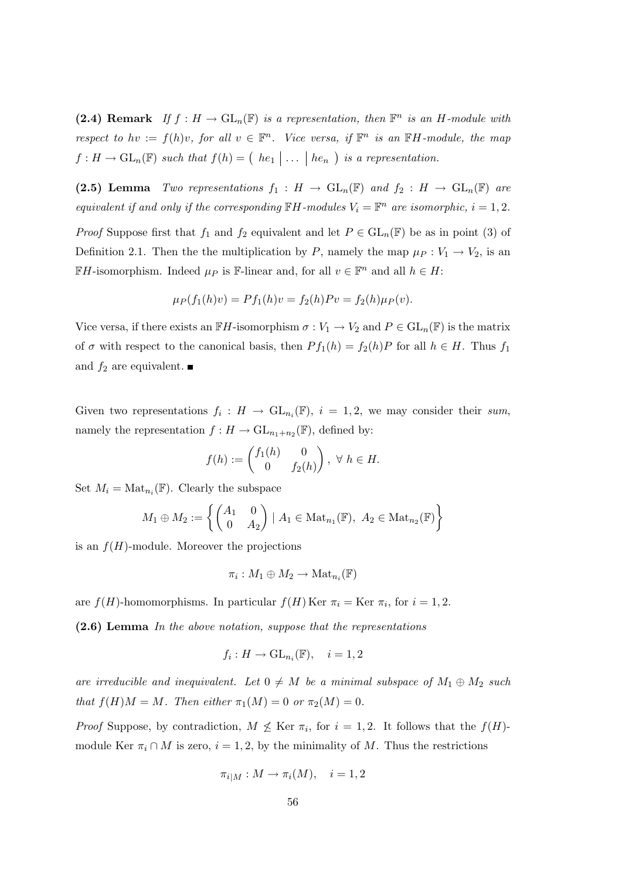**(2.4) Remark** *If $f : H \to \mathrm{GL}_n(\mathbb{F})$ is a representation, then $\mathbb{F}^n$ is an $H$-module with respect to $hv := f(h)v$, for all $v \in \mathbb{F}^n$. Vice versa, if $\mathbb{F}^n$ is an $\mathbb{F}H$-module, the map $f : H \to \mathrm{GL}_n(\mathbb{F})$ such that $f(h) = \left( \, he_1 \, \middle| \, \ldots \, \middle| \, he_n \, \right)$ is a representation.*

**(2.5) Lemma** *Two representations $f_1 : H \to \mathrm{GL}_n(\mathbb{F})$ and $f_2 : H \to \mathrm{GL}_n(\mathbb{F})$ are equivalent if and only if the corresponding $\mathbb{F}H$-modules $V_i = \mathbb{F}^n$ are isomorphic, $i = 1, 2$.*

*Proof* Suppose first that $f_1$ and $f_2$ equivalent and let $P \in \mathrm{GL}_n(\mathbb{F})$ be as in point (3) of Definition 2.1. Then the the multiplication by $P$, namely the map $\mu_P : V_1 \to V_2$, is an $\mathbb{F}H$-isomorphism. Indeed $\mu_P$ is $\mathbb{F}$-linear and, for all $v \in \mathbb{F}^n$ and all $h \in H$:

$$\mu_P(f_1(h)v) = Pf_1(h)v = f_2(h)Pv = f_2(h)\mu_P(v).$$

Vice versa, if there exists an $\mathbb{F}H$-isomorphism $\sigma : V_1 \to V_2$ and $P \in \mathrm{GL}_n(\mathbb{F})$ is the matrix of $\sigma$ with respect to the canonical basis, then $Pf_1(h) = f_2(h)P$ for all $h \in H$. Thus $f_1$ and $f_2$ are equivalent. ∎

Given two representations $f_i : H \to \mathrm{GL}_{n_i}(\mathbb{F})$, $i = 1, 2$, we may consider their *sum*, namely the representation $f : H \to \mathrm{GL}_{n_1+n_2}(\mathbb{F})$, defined by:

$$f(h) := \begin{pmatrix} f_1(h) & 0 \\ 0 & f_2(h) \end{pmatrix}, \ \forall \ h \in H.$$

Set $M_i = \mathrm{Mat}_{n_i}(\mathbb{F})$. Clearly the subspace

$$M_1 \oplus M_2 := \left\{ \begin{pmatrix} A_1 & 0 \\ 0 & A_2 \end{pmatrix} \mid A_1 \in \mathrm{Mat}_{n_1}(\mathbb{F}), \ A_2 \in \mathrm{Mat}_{n_2}(\mathbb{F}) \right\}$$

is an $f(H)$-module. Moreover the projections

$$\pi_i : M_1 \oplus M_2 \to \mathrm{Mat}_{n_i}(\mathbb{F})$$

are $f(H)$-homomorphisms. In particular $f(H) \operatorname{Ker} \pi_i = \operatorname{Ker} \pi_i$, for $i = 1, 2$.

**(2.6) Lemma** *In the above notation, suppose that the representations*

$$f_i : H \to \mathrm{GL}_{n_i}(\mathbb{F}), \quad i = 1, 2$$

*are irreducible and inequivalent. Let $0 \neq M$ be a minimal subspace of $M_1 \oplus M_2$ such that $f(H)M = M$. Then either $\pi_1(M) = 0$ or $\pi_2(M) = 0$.*

*Proof* Suppose, by contradiction, $M \not\leq \operatorname{Ker} \pi_i$, for $i = 1, 2$. It follows that the $f(H)$-module $\operatorname{Ker} \pi_i \cap M$ is zero, $i = 1, 2$, by the minimality of $M$. Thus the restrictions

$$\pi_{i|M} : M \to \pi_i(M), \quad i = 1, 2$$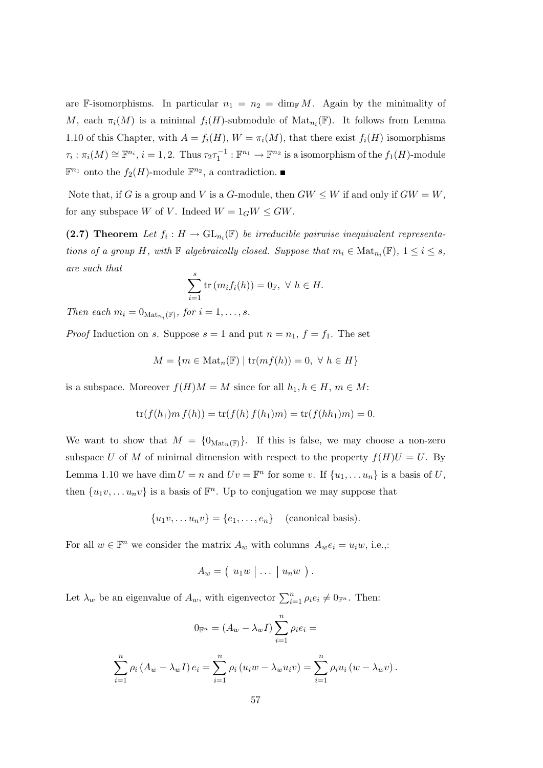are $\mathbb{F}$-isomorphisms. In particular $n_1 = n_2 = \dim_{\mathbb{F}} M$. Again by the minimality of $M$, each $\pi_i(M)$ is a minimal $f_i(H)$-submodule of $\mathrm{Mat}_{n_i}(\mathbb{F})$. It follows from Lemma 1.10 of this Chapter, with $A = f_i(H)$, $W = \pi_i(M)$, that there exist $f_i(H)$ isomorphisms $\tau_i : \pi_i(M) \cong \mathbb{F}^{n_i}$, $i = 1, 2$. Thus $\tau_2\tau_1^{-1} : \mathbb{F}^{n_1} \to \mathbb{F}^{n_2}$ is a isomorphism of the $f_1(H)$-module $\mathbb{F}^{n_1}$ onto the $f_2(H)$-module $\mathbb{F}^{n_2}$, a contradiction. ■

Note that, if $G$ is a group and $V$ is a $G$-module, then $GW \leq W$ if and only if $GW = W$, for any subspace $W$ of $V$. Indeed $W = 1_G W \leq GW$.

**(2.7) Theorem** *Let $f_i : H \to \mathrm{GL}_{n_i}(\mathbb{F})$ be irreducible pairwise inequivalent representations of a group $H$, with $\mathbb{F}$ algebraically closed. Suppose that $m_i \in \mathrm{Mat}_{n_i}(\mathbb{F})$, $1 \leq i \leq s$, are such that*

$$\sum_{i=1}^{s} \mathrm{tr}\left(m_i f_i(h)\right) = 0_{\mathbb{F}}, \ \forall \ h \in H.$$

*Then each $m_i = 0_{\mathrm{Mat}_{n_i}(\mathbb{F})}$, for $i = 1, \ldots, s$.*

*Proof* Induction on $s$. Suppose $s = 1$ and put $n = n_1$, $f = f_1$. The set

$$M = \{m \in \mathrm{Mat}_n(\mathbb{F}) \mid \mathrm{tr}(mf(h)) = 0, \ \forall \ h \in H\}$$

is a subspace. Moreover $f(H)M = M$ since for all $h_1, h \in H$, $m \in M$:

$$\mathrm{tr}(f(h_1)m\, f(h)) = \mathrm{tr}(f(h)\, f(h_1)m) = \mathrm{tr}(f(hh_1)m) = 0.$$

We want to show that $M = \{0_{\mathrm{Mat}_n(\mathbb{F})}\}$. If this is false, we may choose a non-zero subspace $U$ of $M$ of minimal dimension with respect to the property $f(H)U = U$. By Lemma 1.10 we have $\dim U = n$ and $Uv = \mathbb{F}^n$ for some $v$. If $\{u_1, \ldots u_n\}$ is a basis of $U$, then $\{u_1 v, \ldots u_n v\}$ is a basis of $\mathbb{F}^n$. Up to conjugation we may suppose that

$$\{u_1 v, \ldots u_n v\} = \{e_1, \ldots, e_n\} \quad \text{(canonical basis)}.$$

For all $w \in \mathbb{F}^n$ we consider the matrix $A_w$ with columns $A_w e_i = u_i w$, i.e.,:

$$A_w = \left( \ u_1 w \ \middle| \ \ldots \ \middle| \ u_n w \ \right).$$

Let $\lambda_w$ be an eigenvalue of $A_w$, with eigenvector $\sum_{i=1}^{n} \rho_i e_i \neq 0_{\mathbb{F}^n}$. Then:

$$0_{\mathbb{F}^n} = (A_w - \lambda_w I) \sum_{i=1}^{n} \rho_i e_i =$$

$$\sum_{i=1}^{n} \rho_i \left(A_w - \lambda_w I\right) e_i = \sum_{i=1}^{n} \rho_i \left(u_i w - \lambda_w u_i v\right) = \sum_{i=1}^{n} \rho_i u_i \left(w - \lambda_w v\right).$$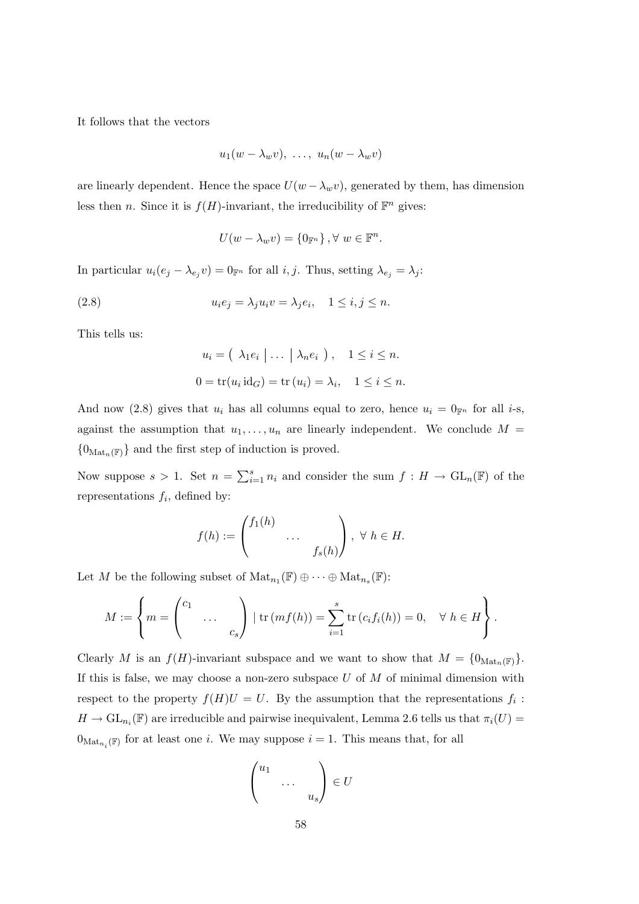It follows that the vectors

$$u_1(w - \lambda_w v),\ \ldots,\ u_n(w - \lambda_w v)$$

are linearly dependent. Hence the space $U(w - \lambda_w v)$, generated by them, has dimension less then $n$. Since it is $f(H)$-invariant, the irreducibility of $\mathbb{F}^n$ gives:

$$U(w - \lambda_w v) = \{0_{\mathbb{F}^n}\}, \forall\ w \in \mathbb{F}^n.$$

In particular $u_i(e_j - \lambda_{e_j} v) = 0_{\mathbb{F}^n}$ for all $i, j$. Thus, setting $\lambda_{e_j} = \lambda_j$:

$$u_i e_j = \lambda_j u_i v = \lambda_j e_i, \quad 1 \leq i, j \leq n. \tag{2.8}$$

This tells us:

$$u_i = \left( \lambda_1 e_i \mid \ldots \mid \lambda_n e_i \right), \quad 1 \leq i \leq n.$$

$$0 = \operatorname{tr}(u_i \operatorname{id}_G) = \operatorname{tr}(u_i) = \lambda_i, \quad 1 \leq i \leq n.$$

And now (2.8) gives that $u_i$ has all columns equal to zero, hence $u_i = 0_{\mathbb{F}^n}$ for all $i$-s, against the assumption that $u_1, \ldots, u_n$ are linearly independent. We conclude $M = \{0_{\operatorname{Mat}_n(\mathbb{F})}\}$ and the first step of induction is proved.

Now suppose $s > 1$. Set $n = \sum_{i=1}^{s} n_i$ and consider the sum $f : H \to \operatorname{GL}_n(\mathbb{F})$ of the representations $f_i$, defined by:

$$f(h) := \begin{pmatrix} f_1(h) & & \\ & \ldots & \\ & & f_s(h) \end{pmatrix}, \ \forall\ h \in H.$$

Let $M$ be the following subset of $\operatorname{Mat}_{n_1}(\mathbb{F}) \oplus \cdots \oplus \operatorname{Mat}_{n_s}(\mathbb{F})$:

$$M := \left\{ m = \begin{pmatrix} c_1 & & \\ & \ldots & \\ & & c_s \end{pmatrix} \mid \operatorname{tr}(m f(h)) = \sum_{i=1}^{s} \operatorname{tr}(c_i f_i(h)) = 0, \quad \forall\ h \in H \right\}.$$

Clearly $M$ is an $f(H)$-invariant subspace and we want to show that $M = \{0_{\operatorname{Mat}_n(\mathbb{F})}\}$. If this is false, we may choose a non-zero subspace $U$ of $M$ of minimal dimension with respect to the property $f(H)U = U$. By the assumption that the representations $f_i : H \to \operatorname{GL}_{n_i}(\mathbb{F})$ are irreducible and pairwise inequivalent, Lemma 2.6 tells us that $\pi_i(U) = 0_{\operatorname{Mat}_{n_i}(\mathbb{F})}$ for at least one $i$. We may suppose $i = 1$. This means that, for all

$$\begin{pmatrix} u_1 & & \\ & \ldots & \\ & & u_s \end{pmatrix} \in U$$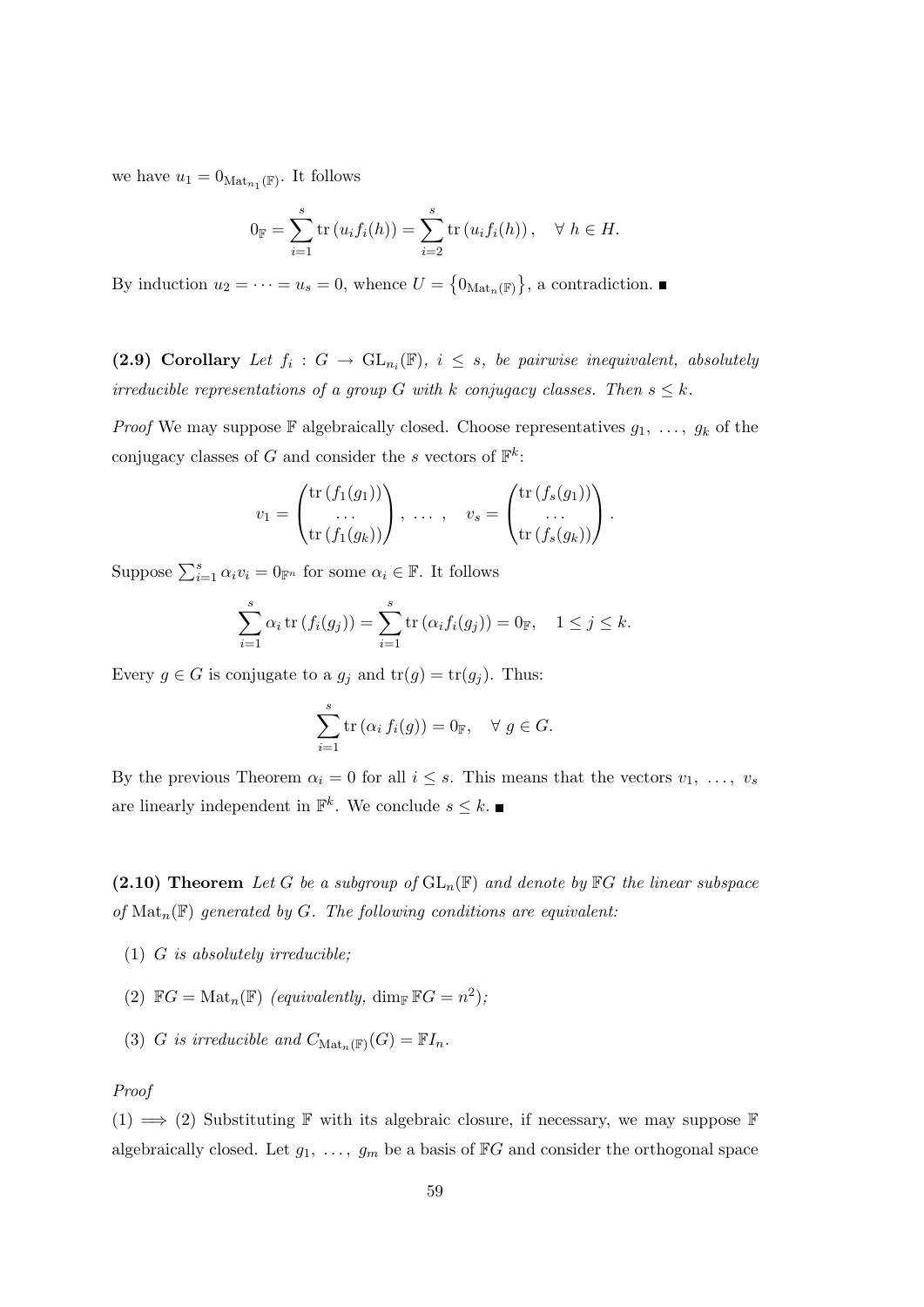we have $u_1 = 0_{\mathrm{Mat}_{n_1}(\mathbb{F})}$. It follows

$$0_{\mathbb{F}} = \sum_{i=1}^{s} \operatorname{tr}\left(u_i f_i(h)\right) = \sum_{i=2}^{s} \operatorname{tr}\left(u_i f_i(h)\right), \quad \forall\ h \in H.$$

By induction $u_2 = \cdots = u_s = 0$, whence $U = \left\{0_{\mathrm{Mat}_n(\mathbb{F})}\right\}$, a contradiction. ∎

**(2.9) Corollary** *Let $f_i : G \to \mathrm{GL}_{n_i}(\mathbb{F})$, $i \leq s$, be pairwise inequivalent, absolutely irreducible representations of a group $G$ with $k$ conjugacy classes. Then $s \leq k$.*

*Proof* We may suppose $\mathbb{F}$ algebraically closed. Choose representatives $g_1, \ldots, g_k$ of the conjugacy classes of $G$ and consider the $s$ vectors of $\mathbb{F}^k$:

$$v_1 = \begin{pmatrix} \operatorname{tr}\left(f_1(g_1)\right) \\ \ldots \\ \operatorname{tr}\left(f_1(g_k)\right) \end{pmatrix}, \ \ldots\ , \quad v_s = \begin{pmatrix} \operatorname{tr}\left(f_s(g_1)\right) \\ \ldots \\ \operatorname{tr}\left(f_s(g_k)\right) \end{pmatrix}.$$

Suppose $\sum_{i=1}^{s} \alpha_i v_i = 0_{\mathbb{F}^n}$ for some $\alpha_i \in \mathbb{F}$. It follows

$$\sum_{i=1}^{s} \alpha_i \operatorname{tr}\left(f_i(g_j)\right) = \sum_{i=1}^{s} \operatorname{tr}\left(\alpha_i f_i(g_j)\right) = 0_{\mathbb{F}}, \quad 1 \leq j \leq k.$$

Every $g \in G$ is conjugate to a $g_j$ and $\operatorname{tr}(g) = \operatorname{tr}(g_j)$. Thus:

$$\sum_{i=1}^{s} \operatorname{tr}\left(\alpha_i\, f_i(g)\right) = 0_{\mathbb{F}}, \quad \forall\ g \in G.$$

By the previous Theorem $\alpha_i = 0$ for all $i \leq s$. This means that the vectors $v_1, \ldots, v_s$ are linearly independent in $\mathbb{F}^k$. We conclude $s \leq k$. ∎

**(2.10) Theorem** *Let $G$ be a subgroup of $\mathrm{GL}_n(\mathbb{F})$ and denote by $\mathbb{F}G$ the linear subspace of $\mathrm{Mat}_n(\mathbb{F})$ generated by $G$. The following conditions are equivalent:*

1. *$G$ is absolutely irreducible;*
2. *$\mathbb{F}G = \mathrm{Mat}_n(\mathbb{F})$ (equivalently, $\dim_{\mathbb{F}} \mathbb{F}G = n^2$);*
3. *$G$ is irreducible and $C_{\mathrm{Mat}_n(\mathbb{F})}(G) = \mathbb{F}I_n$.*

*Proof*

(1) $\Longrightarrow$ (2) Substituting $\mathbb{F}$ with its algebraic closure, if necessary, we may suppose $\mathbb{F}$ algebraically closed. Let $g_1, \ldots, g_m$ be a basis of $\mathbb{F}G$ and consider the orthogonal space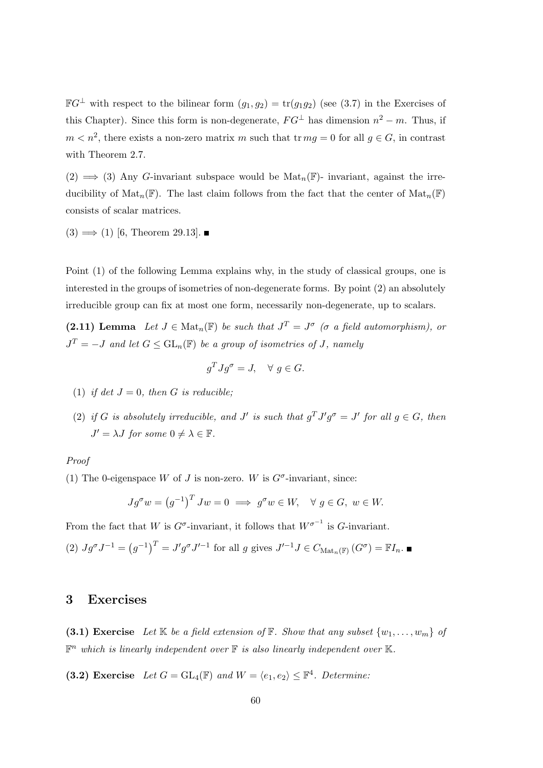$\mathbb{F}G^{\perp}$ with respect to the bilinear form $(g_1, g_2) = \operatorname{tr}(g_1 g_2)$ (see (3.7) in the Exercises of this Chapter). Since this form is non-degenerate, $FG^{\perp}$ has dimension $n^2 - m$. Thus, if $m < n^2$, there exists a non-zero matrix $m$ such that $\operatorname{tr} mg = 0$ for all $g \in G$, in contrast with Theorem 2.7.

(2) $\implies$ (3) Any $G$-invariant subspace would be $\operatorname{Mat}_n(\mathbb{F})$- invariant, against the irreducibility of $\operatorname{Mat}_n(\mathbb{F})$. The last claim follows from the fact that the center of $\operatorname{Mat}_n(\mathbb{F})$ consists of scalar matrices.

(3) $\implies$ (1) [6, Theorem 29.13]. ■

Point (1) of the following Lemma explains why, in the study of classical groups, one is interested in the groups of isometries of non-degenerate forms. By point (2) an absolutely irreducible group can fix at most one form, necessarily non-degenerate, up to scalars.

**(2.11) Lemma** *Let $J \in \operatorname{Mat}_n(\mathbb{F})$ be such that $J^T = J^\sigma$ ($\sigma$ a field automorphism), or $J^T = -J$ and let $G \leq \operatorname{GL}_n(\mathbb{F})$ be a group of isometries of $J$, namely*

$$g^T J g^\sigma = J, \quad \forall\ g \in G.$$

1. *if $\det J = 0$, then $G$ is reducible;*
2. *if $G$ is absolutely irreducible, and $J'$ is such that $g^T J' g^\sigma = J'$ for all $g \in G$, then $J' = \lambda J$ for some $0 \neq \lambda \in \mathbb{F}$.*

*Proof*

(1) The 0-eigenspace $W$ of $J$ is non-zero. $W$ is $G^\sigma$-invariant, since:

$$J g^\sigma w = \left(g^{-1}\right)^T J w = 0 \implies g^\sigma w \in W, \quad \forall\ g \in G,\ w \in W.$$

From the fact that $W$ is $G^\sigma$-invariant, it follows that $W^{\sigma^{-1}}$ is $G$-invariant.

(2) $J g^\sigma J^{-1} = \left(g^{-1}\right)^T = J' g^\sigma J'^{-1}$ for all $g$ gives $J'^{-1} J \in C_{\operatorname{Mat}_n(\mathbb{F})}\left(G^\sigma\right) = \mathbb{F} I_n$. ■

# 3 Exercises

**(3.1) Exercise** *Let $\mathbb{K}$ be a field extension of $\mathbb{F}$. Show that any subset $\{w_1, \ldots, w_m\}$ of $\mathbb{F}^n$ which is linearly independent over $\mathbb{F}$ is also linearly independent over $\mathbb{K}$.*

**(3.2) Exercise** *Let $G = \operatorname{GL}_4(\mathbb{F})$ and $W = \langle e_1, e_2 \rangle \leq \mathbb{F}^4$. Determine:*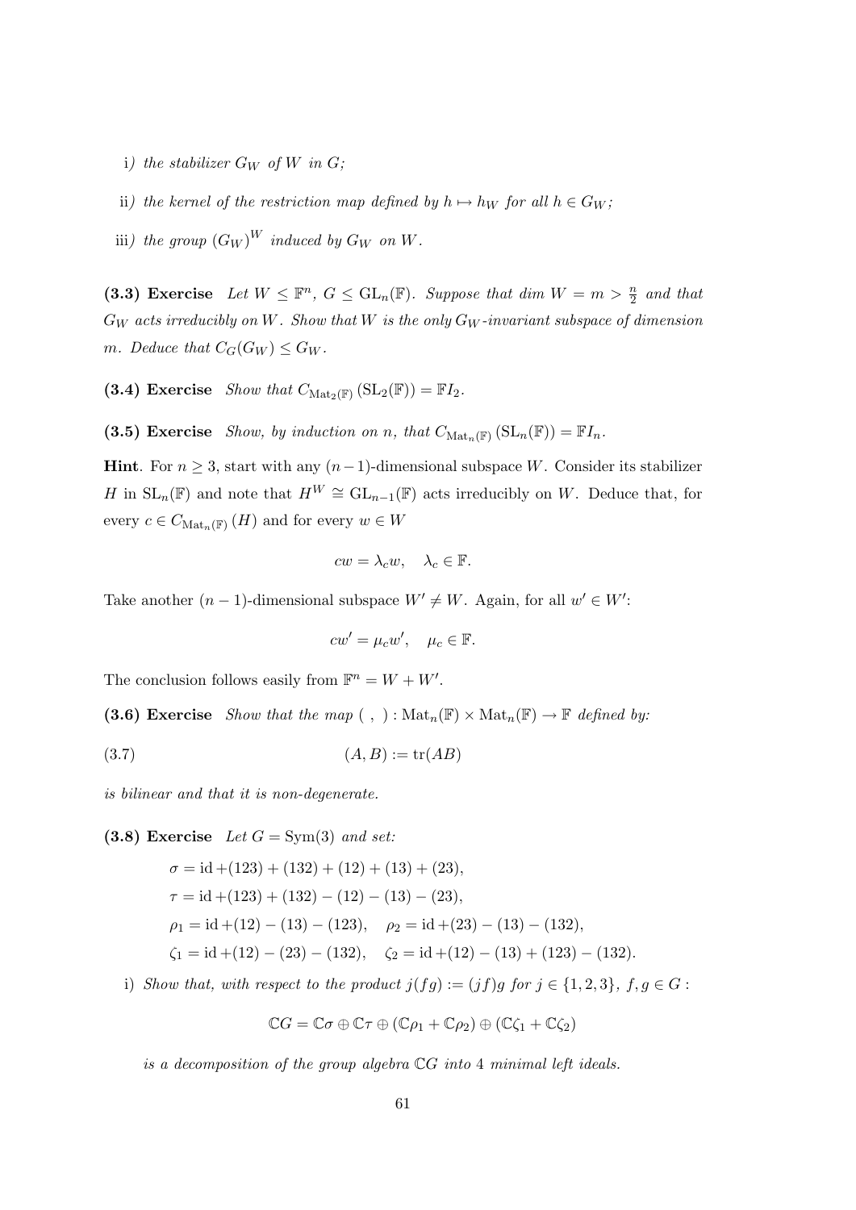i) *the stabilizer $G_W$ of $W$ in $G$;*

ii) *the kernel of the restriction map defined by $h \mapsto h_W$ for all $h \in G_W$;*

iii) *the group $(G_W)^W$ induced by $G_W$ on $W$.*

**(3.3) Exercise** *Let $W \leq \mathbb{F}^n$, $G \leq \mathrm{GL}_n(\mathbb{F})$. Suppose that dim $W = m > \frac{n}{2}$ and that $G_W$ acts irreducibly on $W$. Show that $W$ is the only $G_W$-invariant subspace of dimension $m$. Deduce that $C_G(G_W) \leq G_W$.*

**(3.4) Exercise** *Show that $C_{\mathrm{Mat}_2(\mathbb{F})}(\mathrm{SL}_2(\mathbb{F})) = \mathbb{F}I_2$.*

**(3.5) Exercise** *Show, by induction on $n$, that $C_{\mathrm{Mat}_n(\mathbb{F})}(\mathrm{SL}_n(\mathbb{F})) = \mathbb{F}I_n$.*

**Hint**. For $n \geq 3$, start with any $(n-1)$-dimensional subspace $W$. Consider its stabilizer $H$ in $\mathrm{SL}_n(\mathbb{F})$ and note that $H^W \cong \mathrm{GL}_{n-1}(\mathbb{F})$ acts irreducibly on $W$. Deduce that, for every $c \in C_{\mathrm{Mat}_n(\mathbb{F})}(H)$ and for every $w \in W$

$$cw = \lambda_c w, \quad \lambda_c \in \mathbb{F}.$$

Take another $(n-1)$-dimensional subspace $W' \neq W$. Again, for all $w' \in W'$:

$$cw' = \mu_c w', \quad \mu_c \in \mathbb{F}.$$

The conclusion follows easily from $\mathbb{F}^n = W + W'$.

**(3.6) Exercise** *Show that the map $(\ ,\ ) : \mathrm{Mat}_n(\mathbb{F}) \times \mathrm{Mat}_n(\mathbb{F}) \to \mathbb{F}$ defined by:*

$$(A, B) := \mathrm{tr}(AB) \tag{3.7}$$

*is bilinear and that it is non-degenerate.*

**(3.8) Exercise** *Let $G = \mathrm{Sym}(3)$ and set:*

$$\sigma = \mathrm{id} + (123) + (132) + (12) + (13) + (23),$$
$$\tau = \mathrm{id} + (123) + (132) - (12) - (13) - (23),$$
$$\rho_1 = \mathrm{id} + (12) - (13) - (123), \quad \rho_2 = \mathrm{id} + (23) - (13) - (132),$$
$$\zeta_1 = \mathrm{id} + (12) - (23) - (132), \quad \zeta_2 = \mathrm{id} + (12) - (13) + (123) - (132).$$

i) *Show that, with respect to the product $j(fg) := (jf)g$ for $j \in \{1, 2, 3\}$, $f, g \in G$ :*

$$\mathbb{C}G = \mathbb{C}\sigma \oplus \mathbb{C}\tau \oplus (\mathbb{C}\rho_1 + \mathbb{C}\rho_2) \oplus (\mathbb{C}\zeta_1 + \mathbb{C}\zeta_2)$$

*is a decomposition of the group algebra $\mathbb{C}G$ into 4 minimal left ideals.*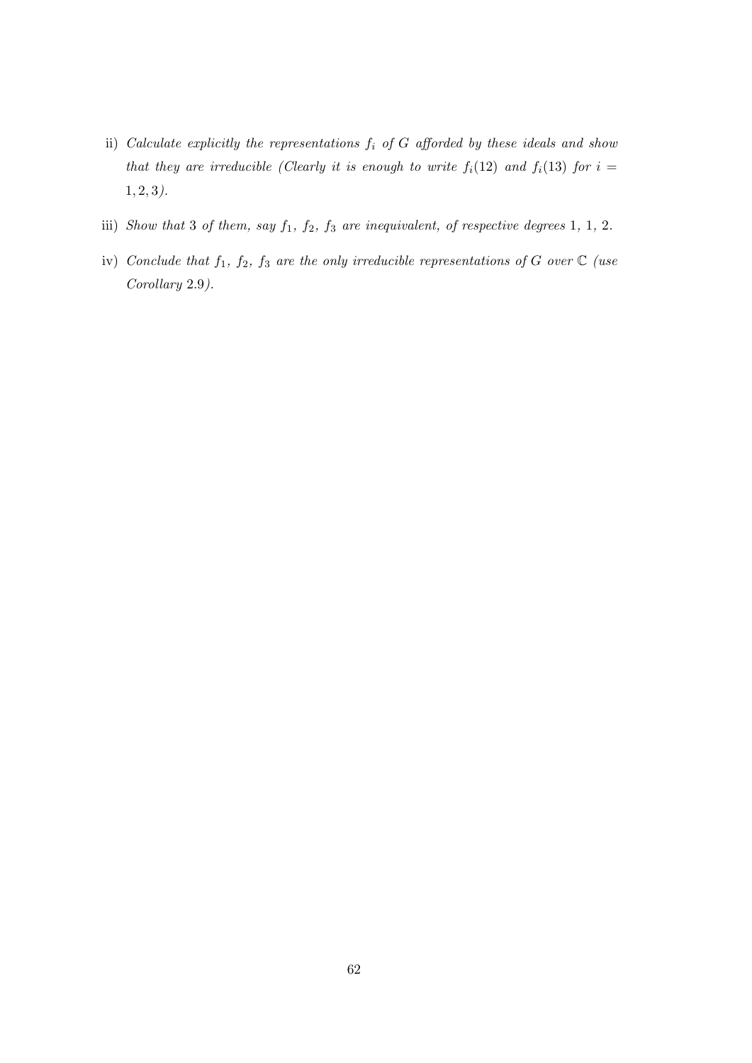ii) *Calculate explicitly the representations $f_i$ of $G$ afforded by these ideals and show that they are irreducible (Clearly it is enough to write $f_i(12)$ and $f_i(13)$ for $i = 1, 2, 3$).*

iii) *Show that 3 of them, say $f_1$, $f_2$, $f_3$ are inequivalent, of respective degrees 1, 1, 2.*

iv) *Conclude that $f_1$, $f_2$, $f_3$ are the only irreducible representations of $G$ over $\mathbb{C}$ (use Corollary 2.9).*